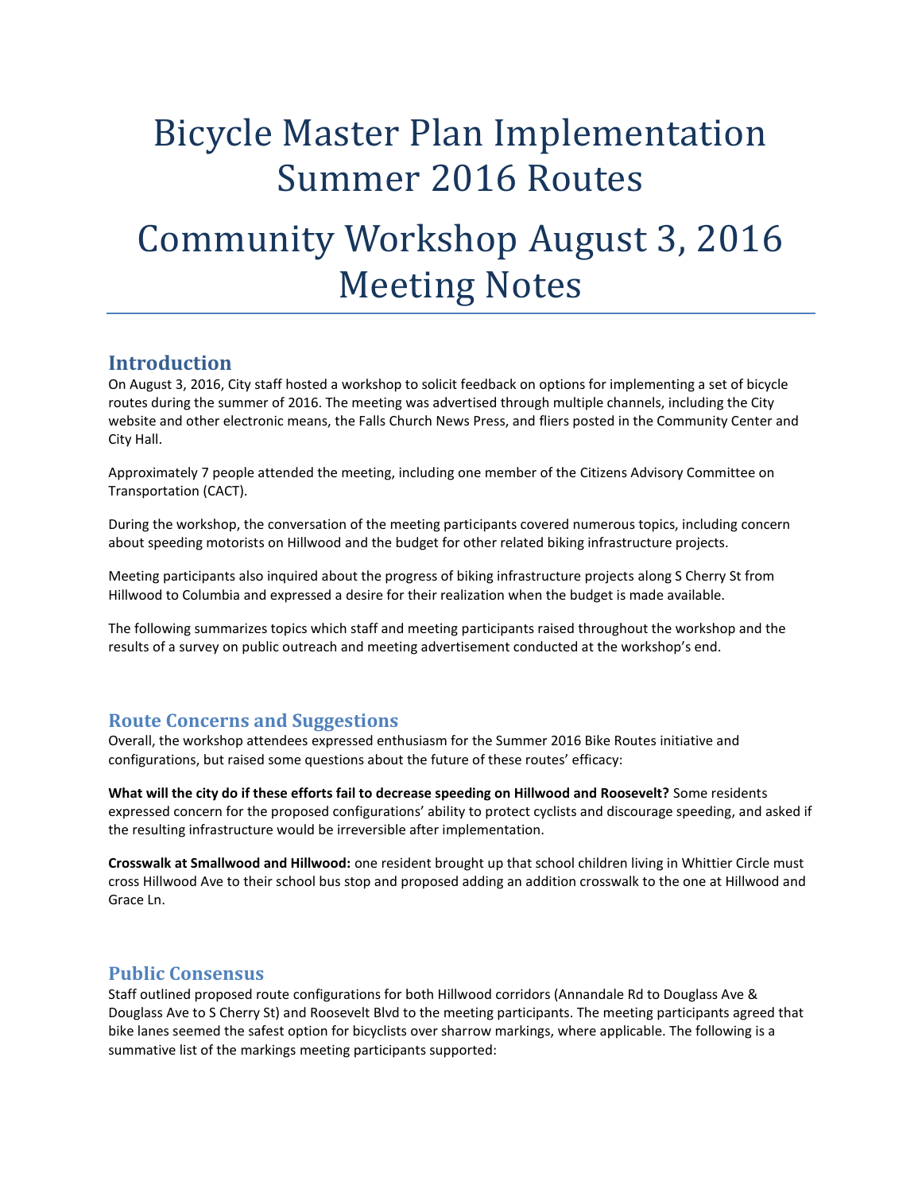# Bicycle Master Plan Implementation Summer 2016 Routes

# Community Workshop August 3, 2016 Meeting Notes

## Introduction

On August 3, 2016, City staff hosted a workshop to solicit feedback on options for implementing a set of bicycle routes during the summer of 2016. The meeting was advertised through multiple channels, including the City website and other electronic means, the Falls Church News Press, and fliers posted in the Community Center and City Hall.

Approximately 7 people attended the meeting, including one member of the Citizens Advisory Committee on Transportation (CACT).

During the workshop, the conversation of the meeting participants covered numerous topics, including concern about speeding motorists on Hillwood and the budget for other related biking infrastructure projects.

Meeting participants also inquired about the progress of biking infrastructure projects along S Cherry St from Hillwood to Columbia and expressed a desire for their realization when the budget is made available.

The following summarizes topics which staff and meeting participants raised throughout the workshop and the results of a survey on public outreach and meeting advertisement conducted at the workshop's end.

## Route Concerns and Suggestions

Overall, the workshop attendees expressed enthusiasm for the Summer 2016 Bike Routes initiative and configurations, but raised some questions about the future of these routes' efficacy:

**What will the city do if these efforts fail to decrease speeding on Hillwood and Roosevelt?** Some residents expressed concern for the proposed configurations' ability to protect cyclists and discourage speeding, and asked if the resulting infrastructure would be irreversible after implementation.

**Crosswalk at Smallwood and Hillwood:** one resident brought up that school children living in Whittier Circle must cross Hillwood Ave to their school bus stop and proposed adding an addition crosswalk to the one at Hillwood and Grace Ln.

## Public Consensus

Staff outlined proposed route configurations for both Hillwood corridors (Annandale Rd to Douglass Ave & Douglass Ave to S Cherry St) and Roosevelt Blvd to the meeting participants. The meeting participants agreed that bike lanes seemed the safest option for bicyclists over sharrow markings, where applicable. The following is a summative list of the markings meeting participants supported: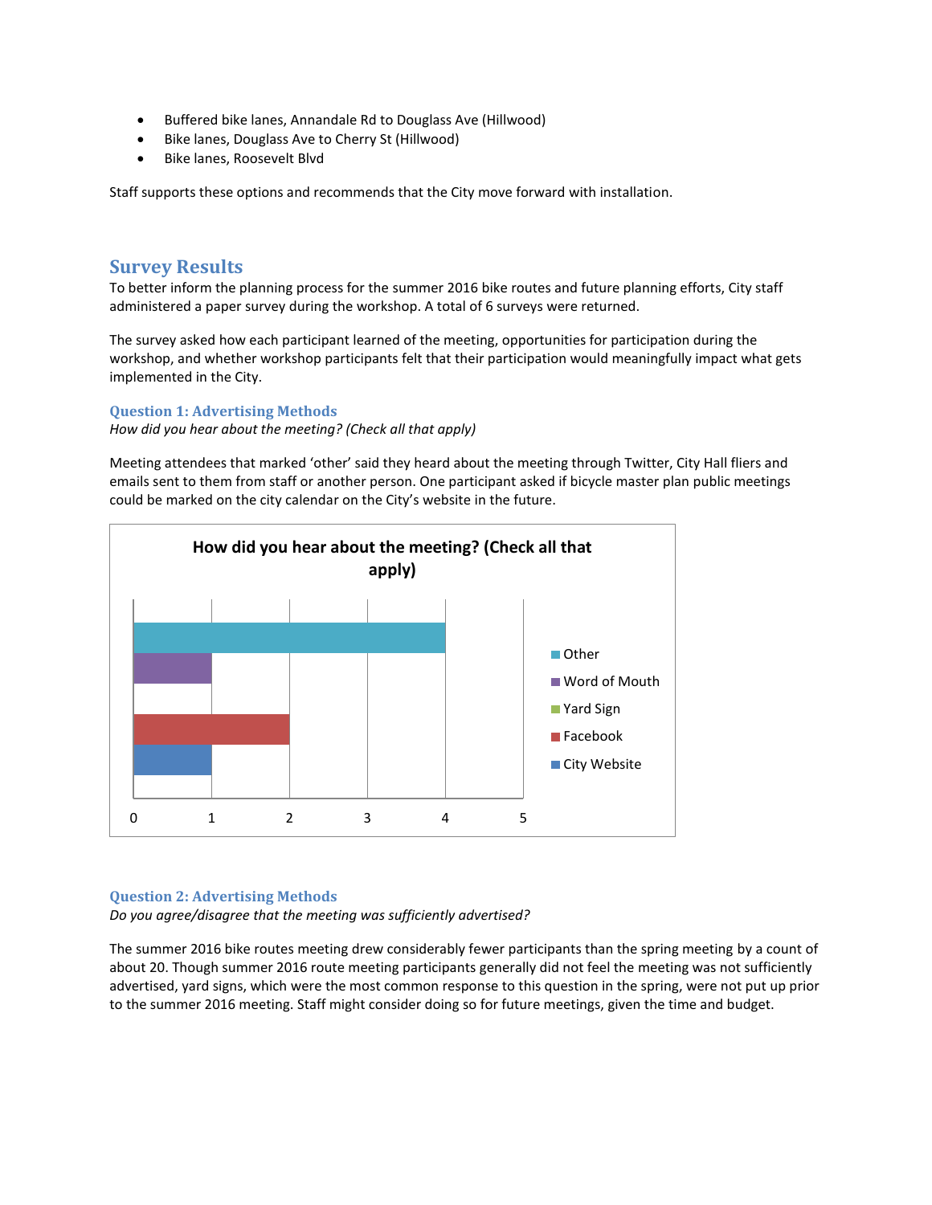- Buffered bike lanes, Annandale Rd to Douglass Ave (Hillwood)
- Bike lanes, Douglass Ave to Cherry St (Hillwood)
- Bike lanes, Roosevelt Blvd

Staff supports these options and recommends that the City move forward with installation.

## Survey Results

To better inform the planning process for the summer 2016 bike routes and future planning efforts, City staff administered a paper survey during the workshop. A total of 6 surveys were returned.

The survey asked how each participant learned of the meeting, opportunities for participation during the workshop, and whether workshop participants felt that their participation would meaningfully impact what gets implemented in the City.

### Question 1: Advertising Methods

*How did you hear about the meeting? (Check all that apply)*

Meeting attendees that marked 'other' said they heard about the meeting through Twitter, City Hall fliers and emails sent to them from staff or another person. One participant asked if bicycle master plan public meetings could be marked on the city calendar on the City's website in the future.

**How did you hear about the meeting? (Check all that apply)**

| Response | Count |
| --- | --- |
| Other | 4 |
| Word of Mouth | 1 |
| Yard Sign | 0 |
| Facebook | 2 |
| City Website | 1 |

### Question 2: Advertising Methods

*Do you agree/disagree that the meeting was sufficiently advertised?*

The summer 2016 bike routes meeting drew considerably fewer participants than the spring meeting by a count of about 20. Though summer 2016 route meeting participants generally did not feel the meeting was not sufficiently advertised, yard signs, which were the most common response to this question in the spring, were not put up prior to the summer 2016 meeting. Staff might consider doing so for future meetings, given the time and budget.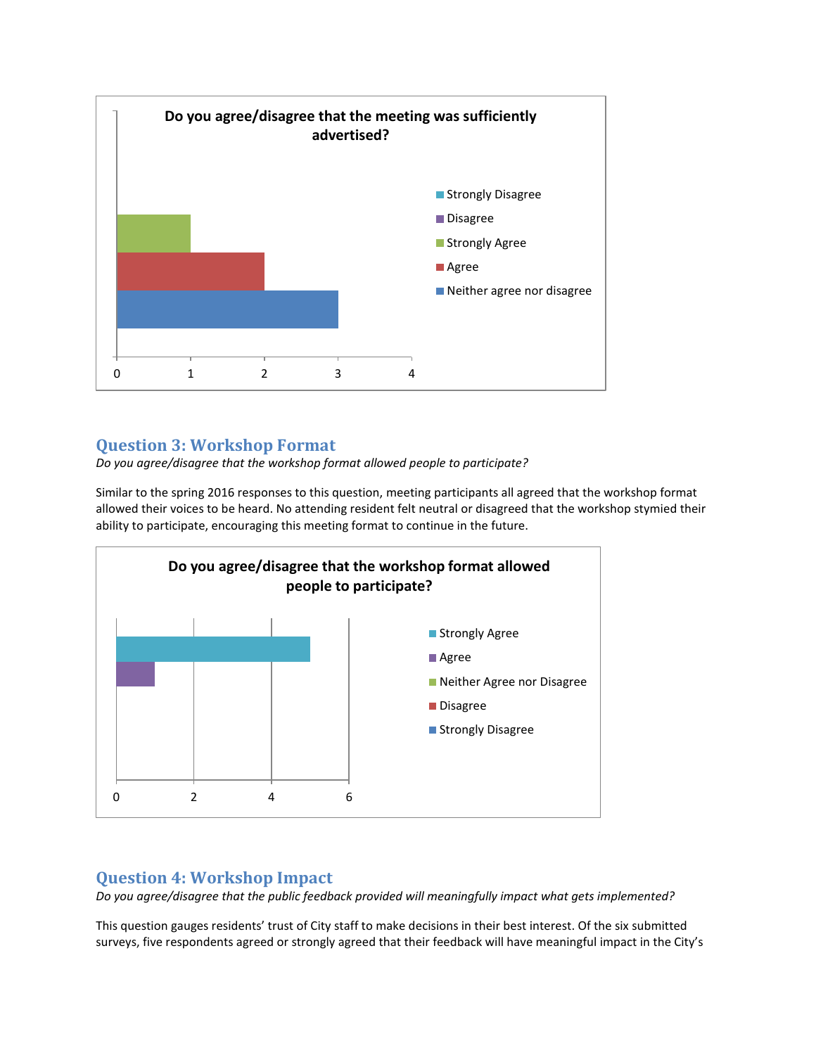**Do you agree/disagree that the meeting was sufficiently advertised?**

| Response | Count |
|---|---|
| Strongly Disagree | 0 |
| Disagree | 0 |
| Strongly Agree | 1 |
| Agree | 2 |
| Neither agree nor disagree | 3 |

## Question 3: Workshop Format

*Do you agree/disagree that the workshop format allowed people to participate?*

Similar to the spring 2016 responses to this question, meeting participants all agreed that the workshop format allowed their voices to be heard. No attending resident felt neutral or disagreed that the workshop stymied their ability to participate, encouraging this meeting format to continue in the future.

**Do you agree/disagree that the workshop format allowed people to participate?**

| Response | Count |
|---|---|
| Strongly Agree | 5 |
| Agree | 1 |
| Neither Agree nor Disagree | 0 |
| Disagree | 0 |
| Strongly Disagree | 0 |

## Question 4: Workshop Impact

*Do you agree/disagree that the public feedback provided will meaningfully impact what gets implemented?*

This question gauges residents' trust of City staff to make decisions in their best interest. Of the six submitted surveys, five respondents agreed or strongly agreed that their feedback will have meaningful impact in the City's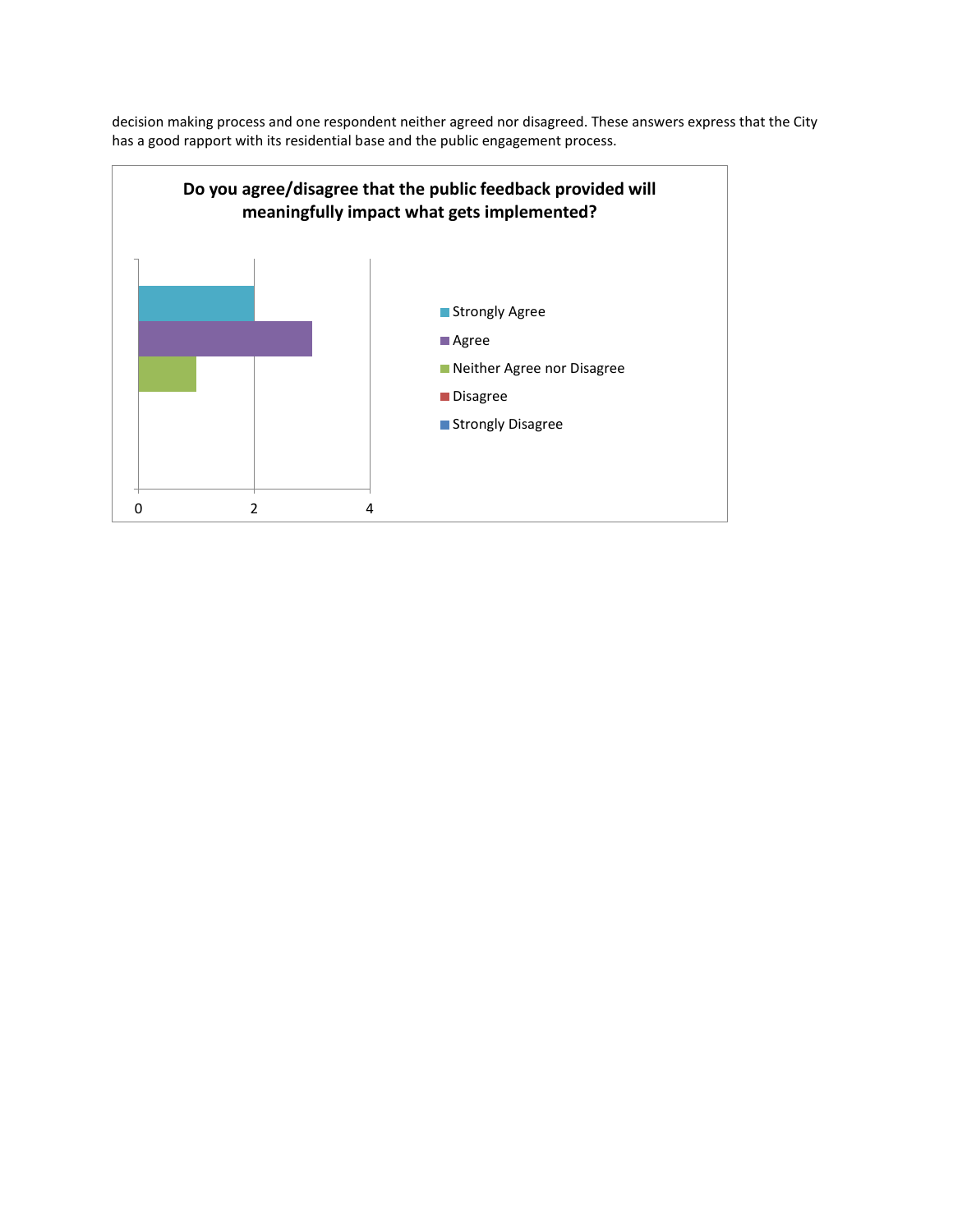decision making process and one respondent neither agreed nor disagreed. These answers express that the City has a good rapport with its residential base and the public engagement process.

**Do you agree/disagree that the public feedback provided will meaningfully impact what gets implemented?**

Strongly Agree
Agree
Neither Agree nor Disagree
Disagree
Strongly Disagree

0
2
4